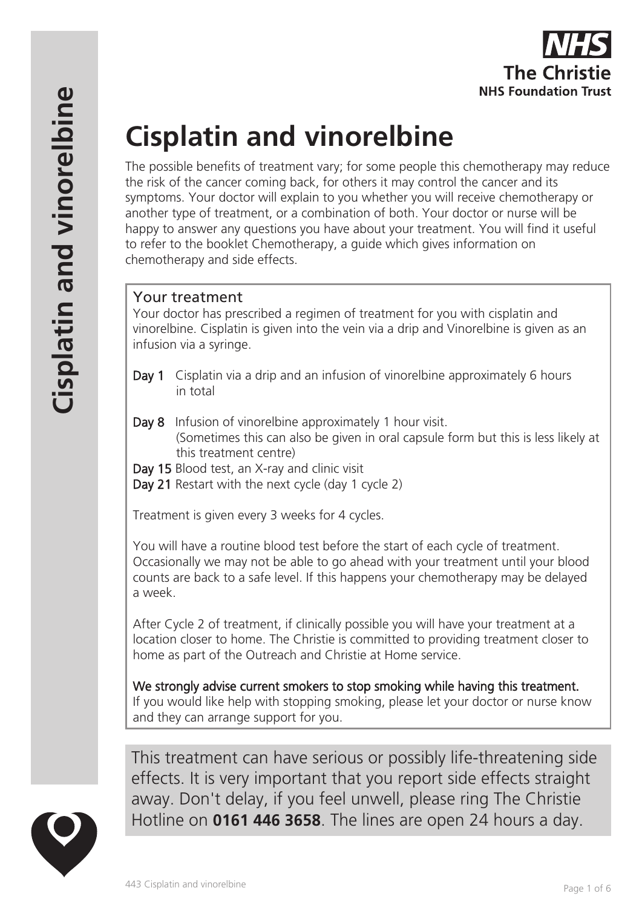# Cisplatin and vinorelbine

The possible benefits of treatment vary; for some people this chemotherapy may reduce the risk of the cancer coming back, for others it may control the cancer and its symptoms. Your doctor will explain to you whether you will receive chemotherapy or another type of treatment, or a combination of both. Your doctor or nurse will be happy to answer any questions you have about your treatment. You will find it useful to refer to the booklet Chemotherapy, a guide which gives information on chemotherapy and side effects.

## Your treatment

Your doctor has prescribed a regimen of treatment for you with cisplatin and vinorelbine. Cisplatin is given into the vein via a drip and Vinorelbine is given as an infusion via a syringe.

**Day 1** Cisplatin via a drip and an infusion of vinorelbine approximately 6 hours in total

**Day 8** Infusion of vinorelbine approximately 1 hour visit. (Sometimes this can also be given in oral capsule form but this is less likely at this treatment centre)

**Day 15** Blood test, an X-ray and clinic visit

**Day 21** Restart with the next cycle (day 1 cycle 2)

Treatment is given every 3 weeks for 4 cycles.

You will have a routine blood test before the start of each cycle of treatment. Occasionally we may not be able to go ahead with your treatment until your blood counts are back to a safe level. If this happens your chemotherapy may be delayed a week.

After Cycle 2 of treatment, if clinically possible you will have your treatment at a location closer to home. The Christie is committed to providing treatment closer to home as part of the Outreach and Christie at Home service.

**We strongly advise current smokers to stop smoking while having this treatment.** If you would like help with stopping smoking, please let your doctor or nurse know and they can arrange support for you.

This treatment can have serious or possibly life-threatening side effects. It is very important that you report side effects straight away. Don't delay, if you feel unwell, please ring The Christie Hotline on **0161 446 3658**. The lines are open 24 hours a day.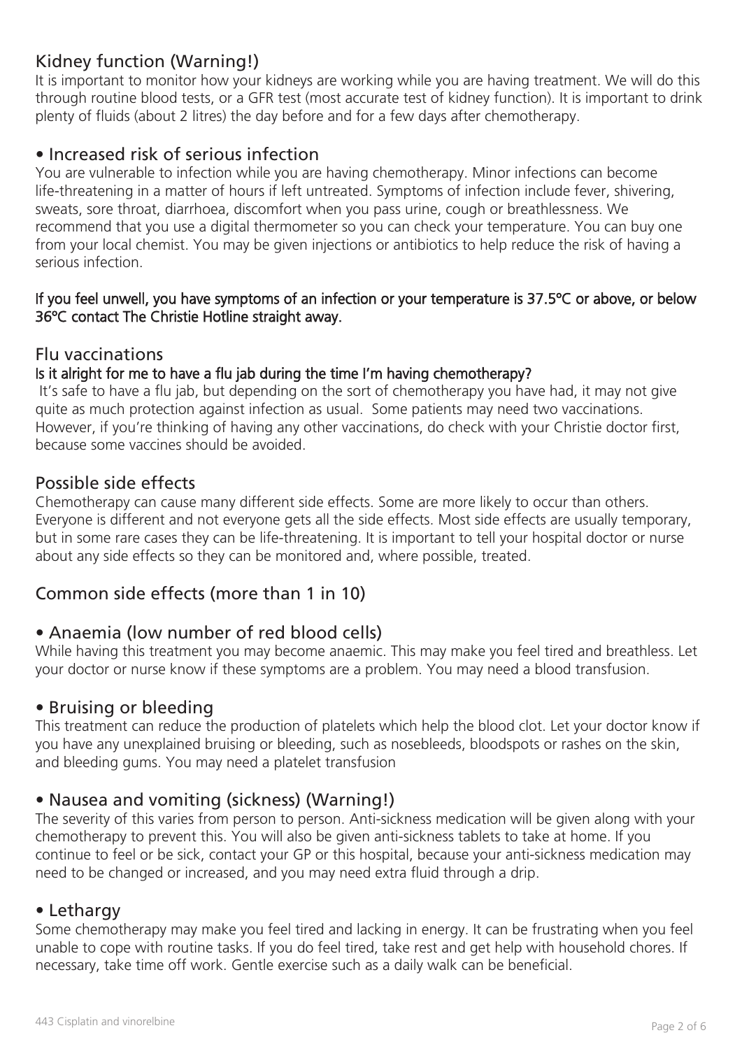## Kidney function (Warning!)

It is important to monitor how your kidneys are working while you are having treatment. We will do this through routine blood tests, or a GFR test (most accurate test of kidney function). It is important to drink plenty of fluids (about 2 litres) the day before and for a few days after chemotherapy.

## • Increased risk of serious infection

You are vulnerable to infection while you are having chemotherapy. Minor infections can become life-threatening in a matter of hours if left untreated. Symptoms of infection include fever, shivering, sweats, sore throat, diarrhoea, discomfort when you pass urine, cough or breathlessness. We recommend that you use a digital thermometer so you can check your temperature. You can buy one from your local chemist. You may be given injections or antibiotics to help reduce the risk of having a serious infection.

**If you feel unwell, you have symptoms of an infection or your temperature is 37.5°C or above, or below 36°C contact The Christie Hotline straight away.**

## Flu vaccinations

**Is it alright for me to have a flu jab during the time I'm having chemotherapy?**

It's safe to have a flu jab, but depending on the sort of chemotherapy you have had, it may not give quite as much protection against infection as usual. Some patients may need two vaccinations. However, if you're thinking of having any other vaccinations, do check with your Christie doctor first, because some vaccines should be avoided.

## Possible side effects

Chemotherapy can cause many different side effects. Some are more likely to occur than others. Everyone is different and not everyone gets all the side effects. Most side effects are usually temporary, but in some rare cases they can be life-threatening. It is important to tell your hospital doctor or nurse about any side effects so they can be monitored and, where possible, treated.

## Common side effects (more than 1 in 10)

## • Anaemia (low number of red blood cells)

While having this treatment you may become anaemic. This may make you feel tired and breathless. Let your doctor or nurse know if these symptoms are a problem. You may need a blood transfusion.

## • Bruising or bleeding

This treatment can reduce the production of platelets which help the blood clot. Let your doctor know if you have any unexplained bruising or bleeding, such as nosebleeds, bloodspots or rashes on the skin, and bleeding gums. You may need a platelet transfusion

## • Nausea and vomiting (sickness) (Warning!)

The severity of this varies from person to person. Anti-sickness medication will be given along with your chemotherapy to prevent this. You will also be given anti-sickness tablets to take at home. If you continue to feel or be sick, contact your GP or this hospital, because your anti-sickness medication may need to be changed or increased, and you may need extra fluid through a drip.

## • Lethargy

Some chemotherapy may make you feel tired and lacking in energy. It can be frustrating when you feel unable to cope with routine tasks. If you do feel tired, take rest and get help with household chores. If necessary, take time off work. Gentle exercise such as a daily walk can be beneficial.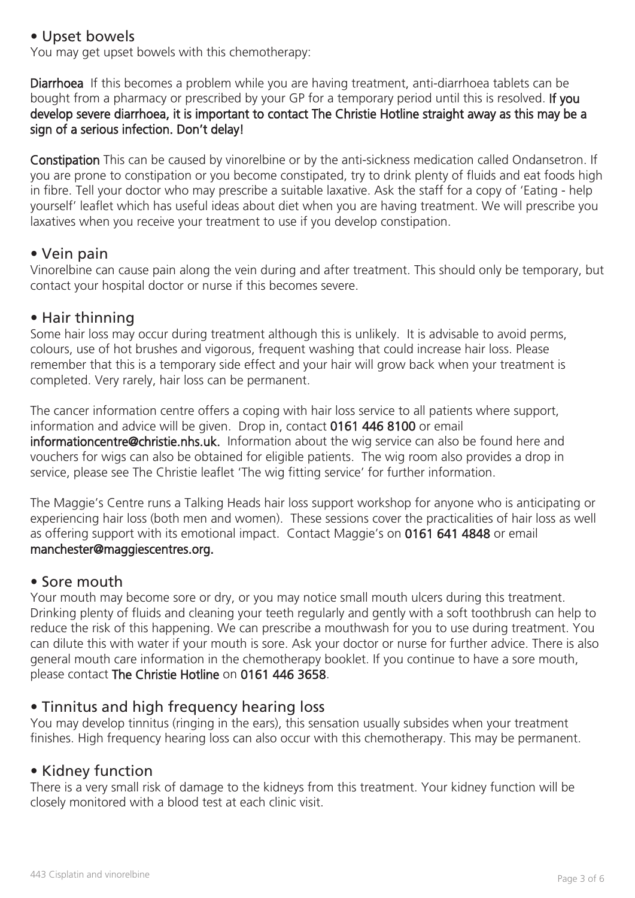## • Upset bowels

You may get upset bowels with this chemotherapy:

**Diarrhoea** If this becomes a problem while you are having treatment, anti-diarrhoea tablets can be bought from a pharmacy or prescribed by your GP for a temporary period until this is resolved. **If you develop severe diarrhoea, it is important to contact The Christie Hotline straight away as this may be a sign of a serious infection. Don't delay!**

**Constipation** This can be caused by vinorelbine or by the anti-sickness medication called Ondansetron. If you are prone to constipation or you become constipated, try to drink plenty of fluids and eat foods high in fibre. Tell your doctor who may prescribe a suitable laxative. Ask the staff for a copy of 'Eating - help yourself' leaflet which has useful ideas about diet when you are having treatment. We will prescribe you laxatives when you receive your treatment to use if you develop constipation.

## • Vein pain

Vinorelbine can cause pain along the vein during and after treatment. This should only be temporary, but contact your hospital doctor or nurse if this becomes severe.

## • Hair thinning

Some hair loss may occur during treatment although this is unlikely. It is advisable to avoid perms, colours, use of hot brushes and vigorous, frequent washing that could increase hair loss. Please remember that this is a temporary side effect and your hair will grow back when your treatment is completed. Very rarely, hair loss can be permanent.

The cancer information centre offers a coping with hair loss service to all patients where support, information and advice will be given. Drop in, contact **0161 446 8100** or email **informationcentre@christie.nhs.uk.** Information about the wig service can also be found here and vouchers for wigs can also be obtained for eligible patients. The wig room also provides a drop in service, please see The Christie leaflet 'The wig fitting service' for further information.

The Maggie's Centre runs a Talking Heads hair loss support workshop for anyone who is anticipating or experiencing hair loss (both men and women). These sessions cover the practicalities of hair loss as well as offering support with its emotional impact. Contact Maggie's on **0161 641 4848** or email **manchester@maggiescentres.org.**

## • Sore mouth

Your mouth may become sore or dry, or you may notice small mouth ulcers during this treatment. Drinking plenty of fluids and cleaning your teeth regularly and gently with a soft toothbrush can help to reduce the risk of this happening. We can prescribe a mouthwash for you to use during treatment. You can dilute this with water if your mouth is sore. Ask your doctor or nurse for further advice. There is also general mouth care information in the chemotherapy booklet. If you continue to have a sore mouth, please contact **The Christie Hotline** on **0161 446 3658**.

## • Tinnitus and high frequency hearing loss

You may develop tinnitus (ringing in the ears), this sensation usually subsides when your treatment finishes. High frequency hearing loss can also occur with this chemotherapy. This may be permanent.

## • Kidney function

There is a very small risk of damage to the kidneys from this treatment. Your kidney function will be closely monitored with a blood test at each clinic visit.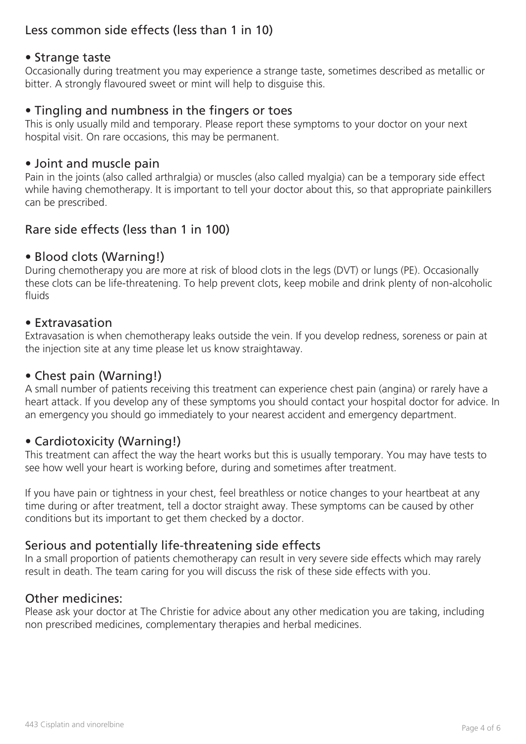## Less common side effects (less than 1 in 10)

### • Strange taste

Occasionally during treatment you may experience a strange taste, sometimes described as metallic or bitter. A strongly flavoured sweet or mint will help to disguise this.

### • Tingling and numbness in the fingers or toes

This is only usually mild and temporary. Please report these symptoms to your doctor on your next hospital visit. On rare occasions, this may be permanent.

### • Joint and muscle pain

Pain in the joints (also called arthralgia) or muscles (also called myalgia) can be a temporary side effect while having chemotherapy. It is important to tell your doctor about this, so that appropriate painkillers can be prescribed.

## Rare side effects (less than 1 in 100)

### • Blood clots (Warning!)

During chemotherapy you are more at risk of blood clots in the legs (DVT) or lungs (PE). Occasionally these clots can be life-threatening. To help prevent clots, keep mobile and drink plenty of non-alcoholic fluids

### • Extravasation

Extravasation is when chemotherapy leaks outside the vein. If you develop redness, soreness or pain at the injection site at any time please let us know straightaway.

### • Chest pain (Warning!)

A small number of patients receiving this treatment can experience chest pain (angina) or rarely have a heart attack. If you develop any of these symptoms you should contact your hospital doctor for advice. In an emergency you should go immediately to your nearest accident and emergency department.

### • Cardiotoxicity (Warning!)

This treatment can affect the way the heart works but this is usually temporary. You may have tests to see how well your heart is working before, during and sometimes after treatment.

If you have pain or tightness in your chest, feel breathless or notice changes to your heartbeat at any time during or after treatment, tell a doctor straight away. These symptoms can be caused by other conditions but its important to get them checked by a doctor.

## Serious and potentially life-threatening side effects

In a small proportion of patients chemotherapy can result in very severe side effects which may rarely result in death. The team caring for you will discuss the risk of these side effects with you.

## Other medicines:

Please ask your doctor at The Christie for advice about any other medication you are taking, including non prescribed medicines, complementary therapies and herbal medicines.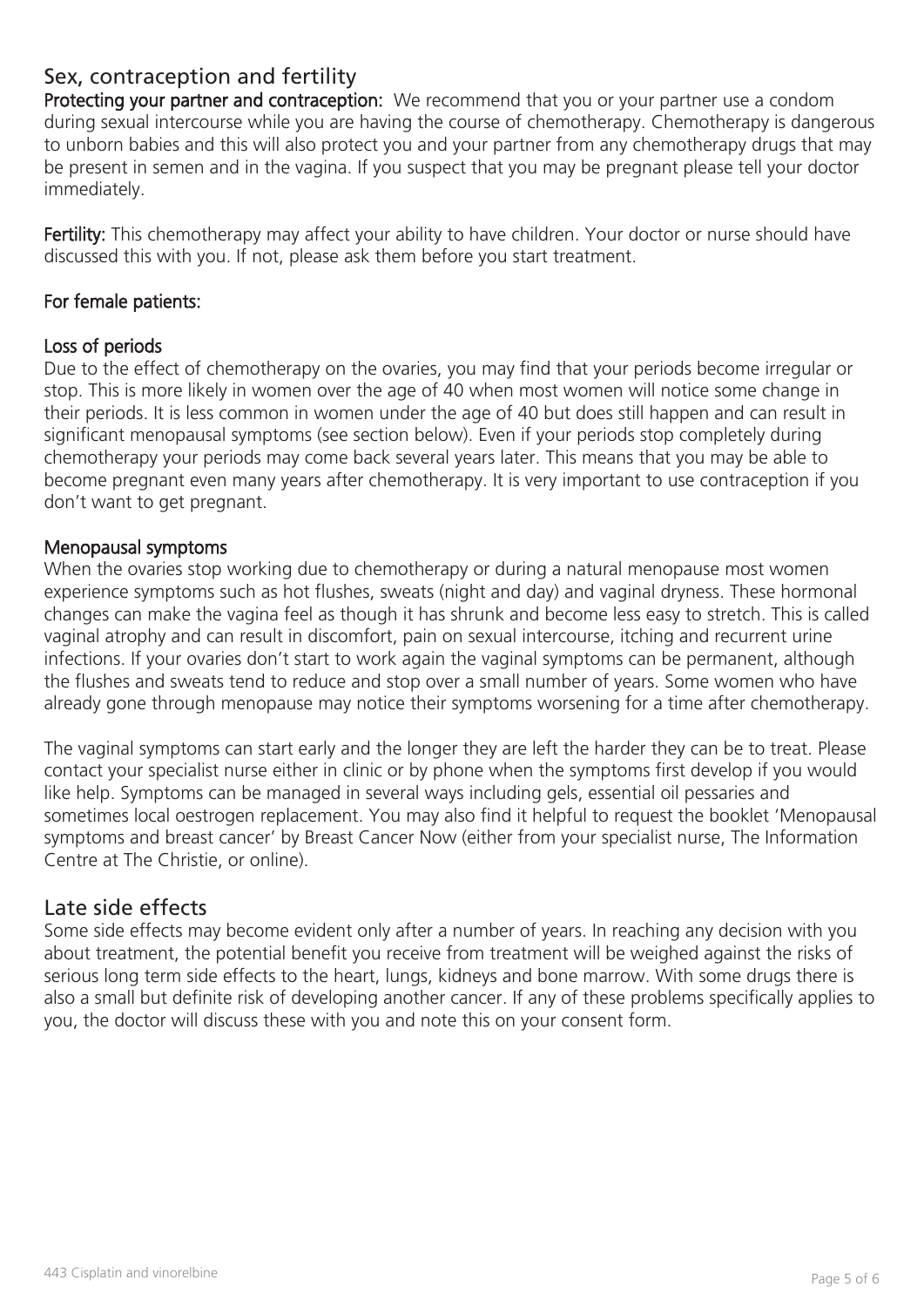## Sex, contraception and fertility

**Protecting your partner and contraception:** We recommend that you or your partner use a condom during sexual intercourse while you are having the course of chemotherapy. Chemotherapy is dangerous to unborn babies and this will also protect you and your partner from any chemotherapy drugs that may be present in semen and in the vagina. If you suspect that you may be pregnant please tell your doctor immediately.

**Fertility:** This chemotherapy may affect your ability to have children. Your doctor or nurse should have discussed this with you. If not, please ask them before you start treatment.

### For female patients:

#### Loss of periods

Due to the effect of chemotherapy on the ovaries, you may find that your periods become irregular or stop. This is more likely in women over the age of 40 when most women will notice some change in their periods. It is less common in women under the age of 40 but does still happen and can result in significant menopausal symptoms (see section below). Even if your periods stop completely during chemotherapy your periods may come back several years later. This means that you may be able to become pregnant even many years after chemotherapy. It is very important to use contraception if you don't want to get pregnant.

#### Menopausal symptoms

When the ovaries stop working due to chemotherapy or during a natural menopause most women experience symptoms such as hot flushes, sweats (night and day) and vaginal dryness. These hormonal changes can make the vagina feel as though it has shrunk and become less easy to stretch. This is called vaginal atrophy and can result in discomfort, pain on sexual intercourse, itching and recurrent urine infections. If your ovaries don't start to work again the vaginal symptoms can be permanent, although the flushes and sweats tend to reduce and stop over a small number of years. Some women who have already gone through menopause may notice their symptoms worsening for a time after chemotherapy.

The vaginal symptoms can start early and the longer they are left the harder they can be to treat. Please contact your specialist nurse either in clinic or by phone when the symptoms first develop if you would like help. Symptoms can be managed in several ways including gels, essential oil pessaries and sometimes local oestrogen replacement. You may also find it helpful to request the booklet 'Menopausal symptoms and breast cancer' by Breast Cancer Now (either from your specialist nurse, The Information Centre at The Christie, or online).

## Late side effects

Some side effects may become evident only after a number of years. In reaching any decision with you about treatment, the potential benefit you receive from treatment will be weighed against the risks of serious long term side effects to the heart, lungs, kidneys and bone marrow. With some drugs there is also a small but definite risk of developing another cancer. If any of these problems specifically applies to you, the doctor will discuss these with you and note this on your consent form.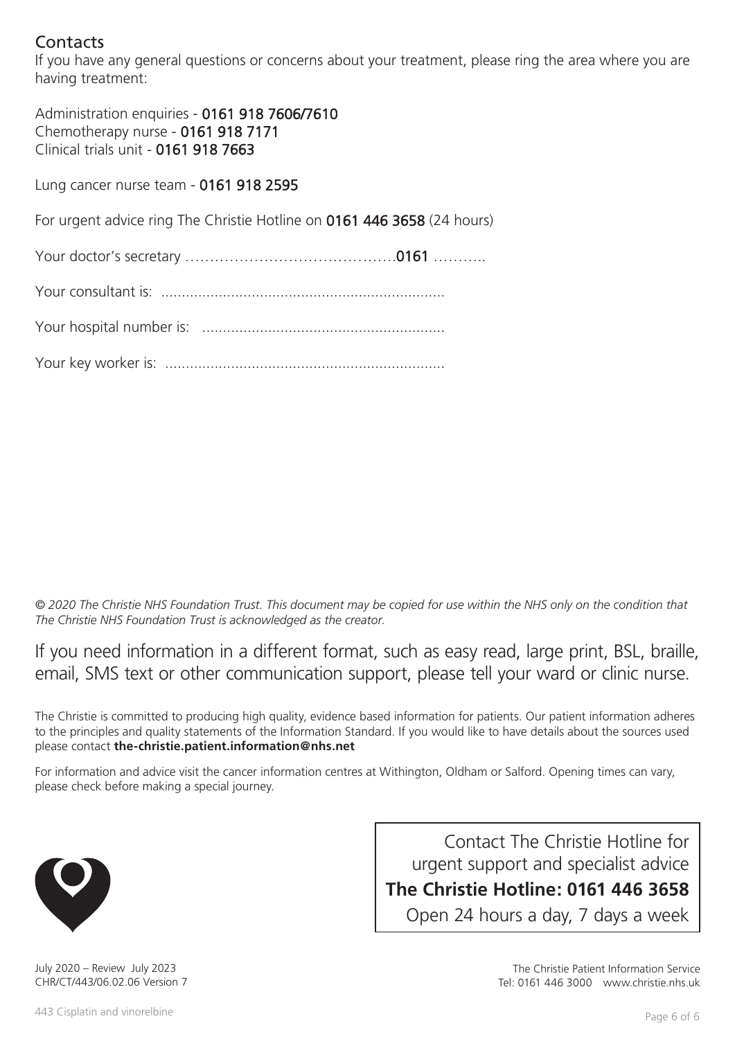## Contacts

If you have any general questions or concerns about your treatment, please ring the area where you are having treatment:

Administration enquiries - **0161 918 7606/7610**
Chemotherapy nurse - **0161 918 7171**
Clinical trials unit - **0161 918 7663**

Lung cancer nurse team - **0161 918 2595**

For urgent advice ring The Christie Hotline on **0161 446 3658** (24 hours)

Your doctor's secretary …………………………………….**0161** ………..

Your consultant is: ....................................................................

Your hospital number is: ...........................................................

Your key worker is: ....................................................................

*© 2020 The Christie NHS Foundation Trust. This document may be copied for use within the NHS only on the condition that The Christie NHS Foundation Trust is acknowledged as the creator.*

If you need information in a different format, such as easy read, large print, BSL, braille, email, SMS text or other communication support, please tell your ward or clinic nurse.

The Christie is committed to producing high quality, evidence based information for patients. Our patient information adheres to the principles and quality statements of the Information Standard. If you would like to have details about the sources used please contact **the-christie.patient.information@nhs.net**

For information and advice visit the cancer information centres at Withington, Oldham or Salford. Opening times can vary, please check before making a special journey.

Contact The Christie Hotline for urgent support and specialist advice
**The Christie Hotline: 0161 446 3658**
Open 24 hours a day, 7 days a week

July 2020 – Review July 2023
CHR/CT/443/06.02.06 Version 7

The Christie Patient Information Service
Tel: 0161 446 3000 www.christie.nhs.uk

443 Cisplatin and vinorelbine